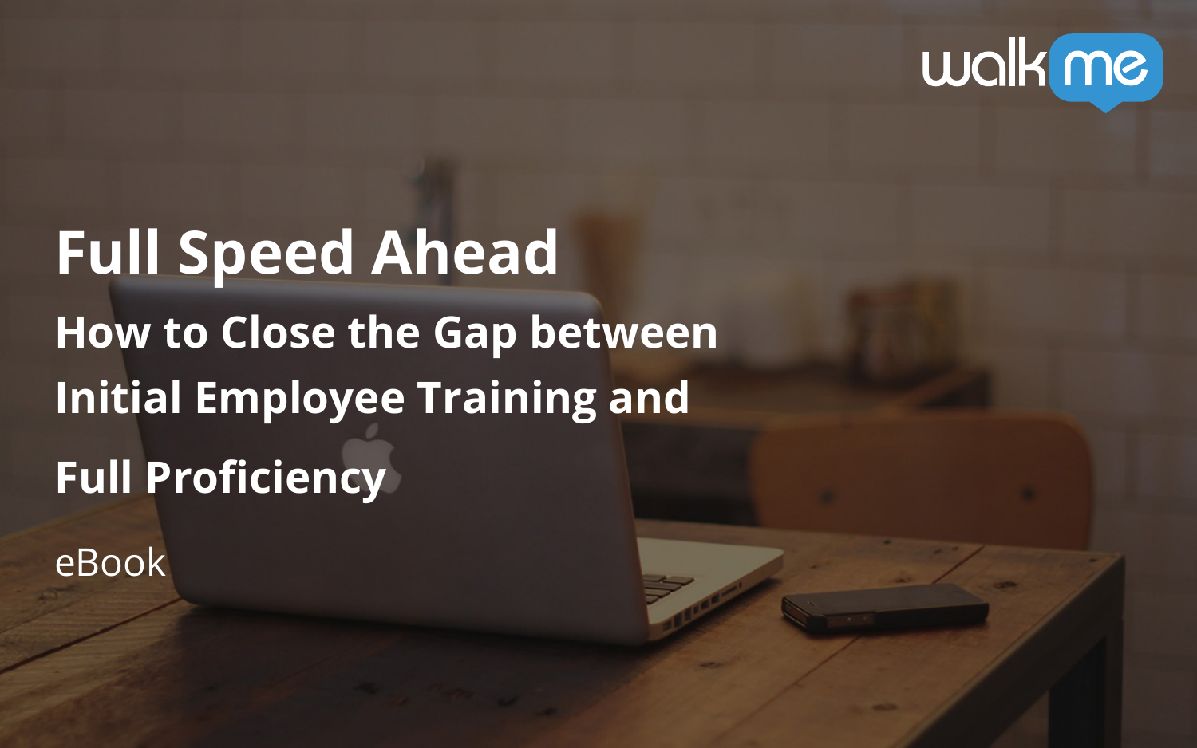walkme

# Full Speed Ahead

## How to Close the Gap between Initial Employee Training and Full Proficiency

eBook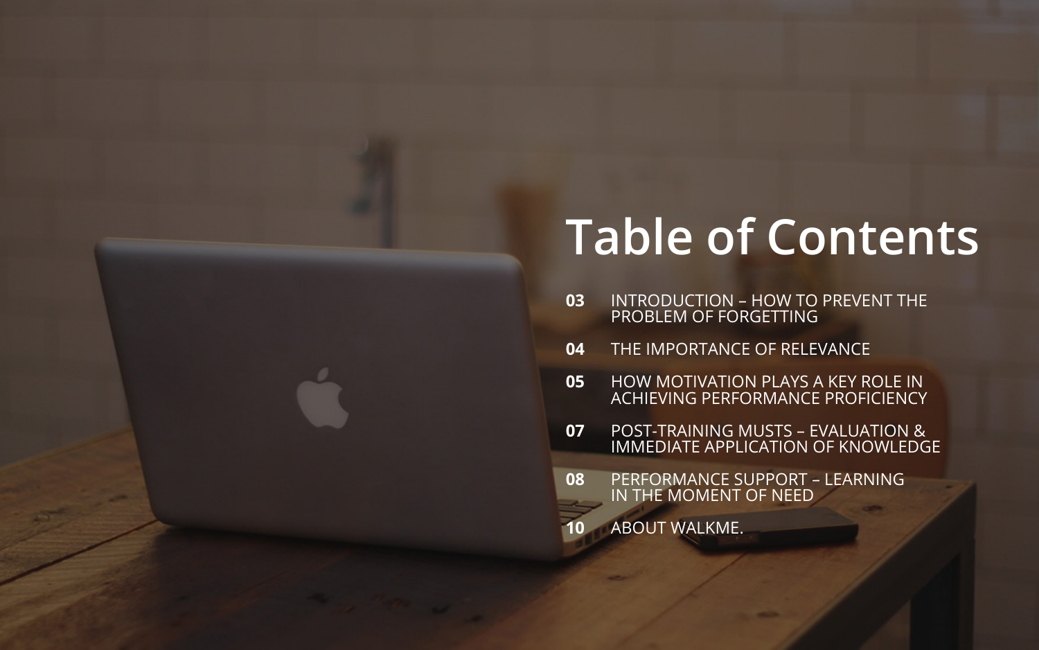# Table of Contents

**03** INTRODUCTION – HOW TO PREVENT THE PROBLEM OF FORGETTING

**04** THE IMPORTANCE OF RELEVANCE

**05** HOW MOTIVATION PLAYS A KEY ROLE IN ACHIEVING PERFORMANCE PROFICIENCY

**07** POST-TRAINING MUSTS – EVALUATION & IMMEDIATE APPLICATION OF KNOWLEDGE

**08** PERFORMANCE SUPPORT – LEARNING IN THE MOMENT OF NEED

**10** ABOUT WALKME.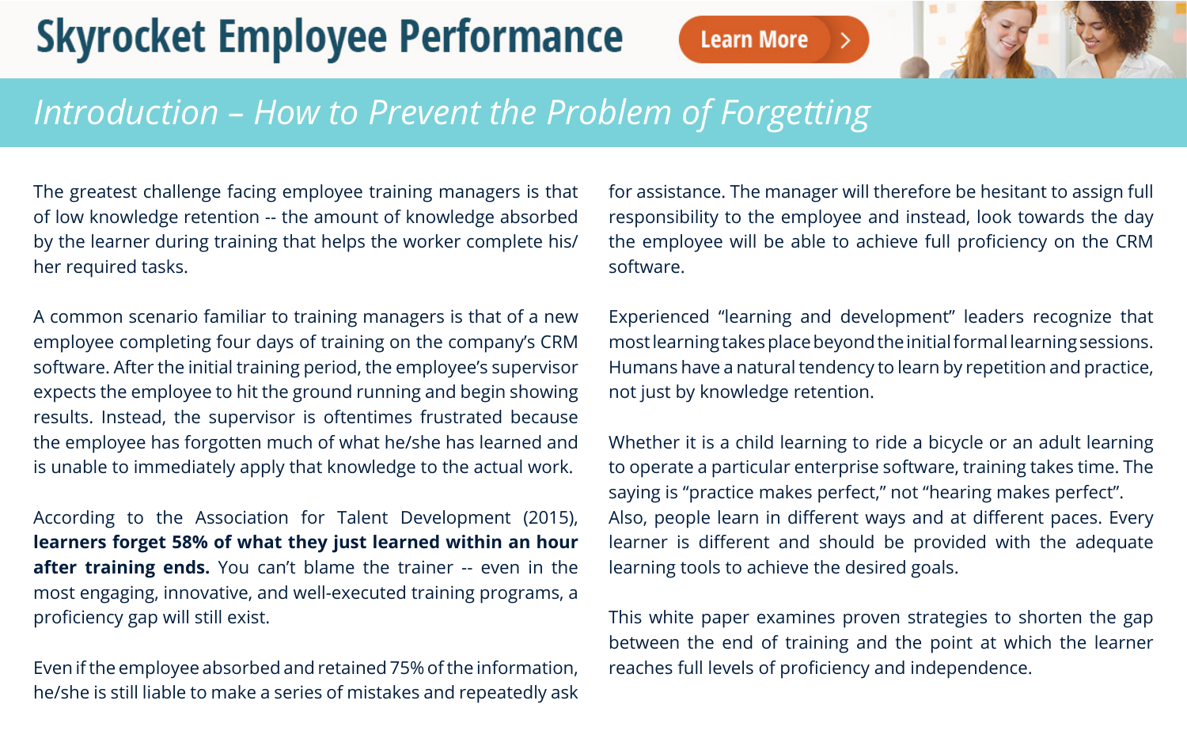## Introduction – How to Prevent the Problem of Forgetting

The greatest challenge facing employee training managers is that of low knowledge retention -- the amount of knowledge absorbed by the learner during training that helps the worker complete his/her required tasks.

A common scenario familiar to training managers is that of a new employee completing four days of training on the company's CRM software. After the initial training period, the employee's supervisor expects the employee to hit the ground running and begin showing results. Instead, the supervisor is oftentimes frustrated because the employee has forgotten much of what he/she has learned and is unable to immediately apply that knowledge to the actual work.

According to the Association for Talent Development (2015), **learners forget 58% of what they just learned within an hour after training ends.** You can't blame the trainer -- even in the most engaging, innovative, and well-executed training programs, a proficiency gap will still exist.

Even if the employee absorbed and retained 75% of the information, he/she is still liable to make a series of mistakes and repeatedly ask for assistance. The manager will therefore be hesitant to assign full responsibility to the employee and instead, look towards the day the employee will be able to achieve full proficiency on the CRM software.

Experienced "learning and development" leaders recognize that most learning takes place beyond the initial formal learning sessions. Humans have a natural tendency to learn by repetition and practice, not just by knowledge retention.

Whether it is a child learning to ride a bicycle or an adult learning to operate a particular enterprise software, training takes time. The saying is "practice makes perfect," not "hearing makes perfect". Also, people learn in different ways and at different paces. Every learner is different and should be provided with the adequate learning tools to achieve the desired goals.

This white paper examines proven strategies to shorten the gap between the end of training and the point at which the learner reaches full levels of proficiency and independence.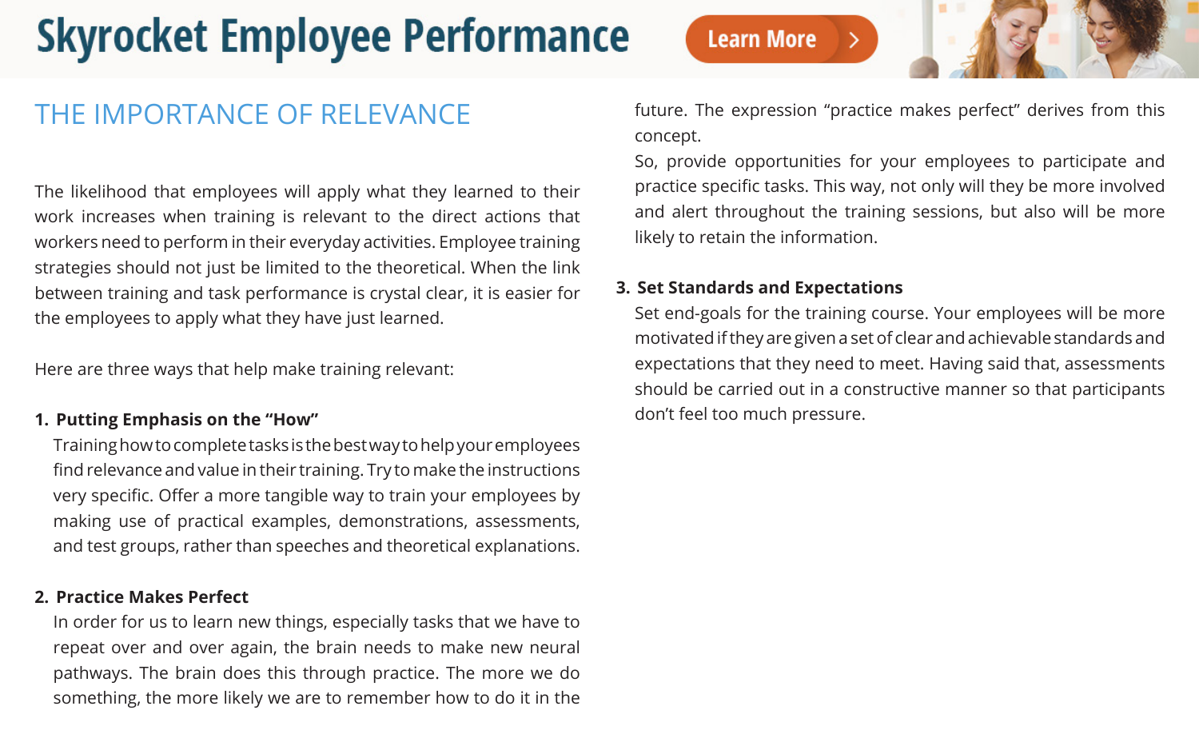## THE IMPORTANCE OF RELEVANCE

The likelihood that employees will apply what they learned to their work increases when training is relevant to the direct actions that workers need to perform in their everyday activities. Employee training strategies should not just be limited to the theoretical. When the link between training and task performance is crystal clear, it is easier for the employees to apply what they have just learned.

Here are three ways that help make training relevant:

1. **Putting Emphasis on the "How"**

   Training how to complete tasks is the best way to help your employees find relevance and value in their training. Try to make the instructions very specific. Offer a more tangible way to train your employees by making use of practical examples, demonstrations, assessments, and test groups, rather than speeches and theoretical explanations.

2. **Practice Makes Perfect**

   In order for us to learn new things, especially tasks that we have to repeat over and over again, the brain needs to make new neural pathways. The brain does this through practice. The more we do something, the more likely we are to remember how to do it in the future. The expression "practice makes perfect" derives from this concept.

   So, provide opportunities for your employees to participate and practice specific tasks. This way, not only will they be more involved and alert throughout the training sessions, but also will be more likely to retain the information.

3. **Set Standards and Expectations**

   Set end-goals for the training course. Your employees will be more motivated if they are given a set of clear and achievable standards and expectations that they need to meet. Having said that, assessments should be carried out in a constructive manner so that participants don't feel too much pressure.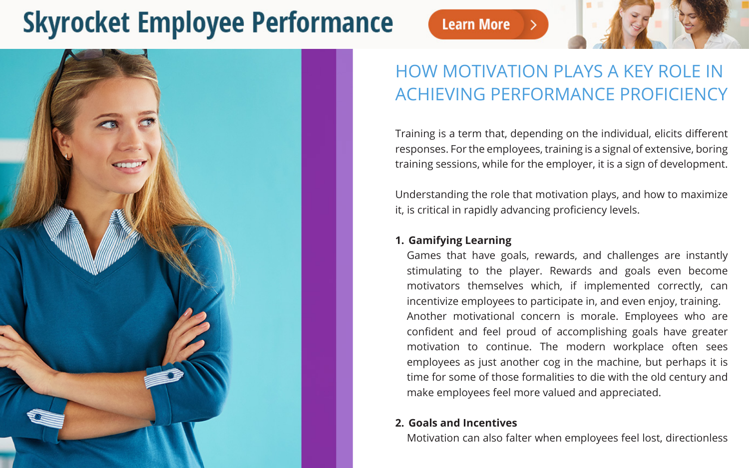Skyrocket Employee Performance

Learn More

## HOW MOTIVATION PLAYS A KEY ROLE IN ACHIEVING PERFORMANCE PROFICIENCY

Training is a term that, depending on the individual, elicits different responses. For the employees, training is a signal of extensive, boring training sessions, while for the employer, it is a sign of development.

Understanding the role that motivation plays, and how to maximize it, is critical in rapidly advancing proficiency levels.

1. **Gamifying Learning**

   Games that have goals, rewards, and challenges are instantly stimulating to the player. Rewards and goals even become motivators themselves which, if implemented correctly, can incentivize employees to participate in, and even enjoy, training.
   Another motivational concern is morale. Employees who are confident and feel proud of accomplishing goals have greater motivation to continue. The modern workplace often sees employees as just another cog in the machine, but perhaps it is time for some of those formalities to die with the old century and make employees feel more valued and appreciated.

2. **Goals and Incentives**

   Motivation can also falter when employees feel lost, directionless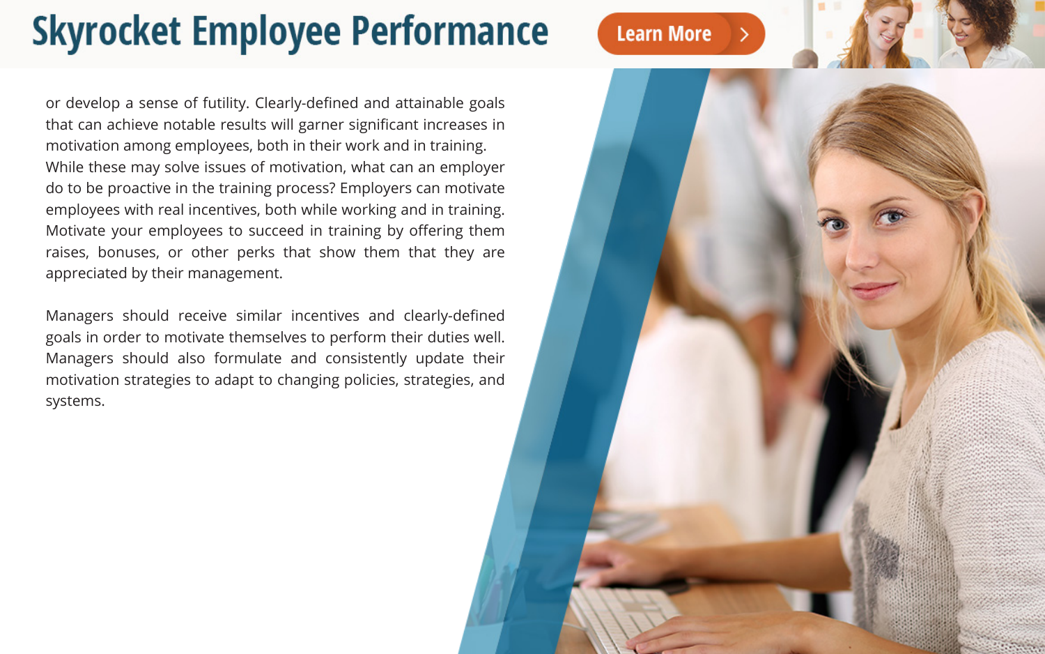or develop a sense of futility. Clearly-defined and attainable goals that can achieve notable results will garner significant increases in motivation among employees, both in their work and in training. While these may solve issues of motivation, what can an employer do to be proactive in the training process? Employers can motivate employees with real incentives, both while working and in training. Motivate your employees to succeed in training by offering them raises, bonuses, or other perks that show them that they are appreciated by their management.

Managers should receive similar incentives and clearly-defined goals in order to motivate themselves to perform their duties well. Managers should also formulate and consistently update their motivation strategies to adapt to changing policies, strategies, and systems.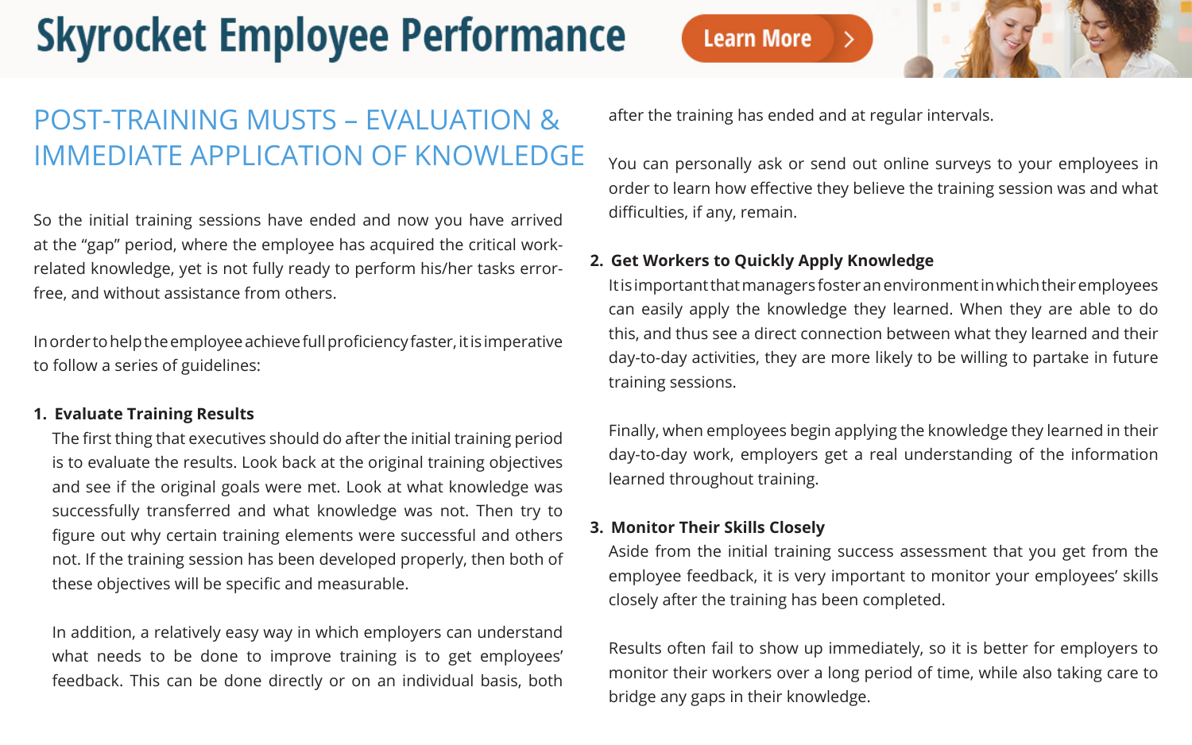## POST-TRAINING MUSTS – EVALUATION & IMMEDIATE APPLICATION OF KNOWLEDGE

So the initial training sessions have ended and now you have arrived at the "gap" period, where the employee has acquired the critical work-related knowledge, yet is not fully ready to perform his/her tasks error-free, and without assistance from others.

In order to help the employee achieve full proficiency faster, it is imperative to follow a series of guidelines:

1. **Evaluate Training Results**

   The first thing that executives should do after the initial training period is to evaluate the results. Look back at the original training objectives and see if the original goals were met. Look at what knowledge was successfully transferred and what knowledge was not. Then try to figure out why certain training elements were successful and others not. If the training session has been developed properly, then both of these objectives will be specific and measurable.

   In addition, a relatively easy way in which employers can understand what needs to be done to improve training is to get employees' feedback. This can be done directly or on an individual basis, both after the training has ended and at regular intervals.

   You can personally ask or send out online surveys to your employees in order to learn how effective they believe the training session was and what difficulties, if any, remain.

2. **Get Workers to Quickly Apply Knowledge**

   It is important that managers foster an environment in which their employees can easily apply the knowledge they learned. When they are able to do this, and thus see a direct connection between what they learned and their day-to-day activities, they are more likely to be willing to partake in future training sessions.

   Finally, when employees begin applying the knowledge they learned in their day-to-day work, employers get a real understanding of the information learned throughout training.

3. **Monitor Their Skills Closely**

   Aside from the initial training success assessment that you get from the employee feedback, it is very important to monitor your employees' skills closely after the training has been completed.

   Results often fail to show up immediately, so it is better for employers to monitor their workers over a long period of time, while also taking care to bridge any gaps in their knowledge.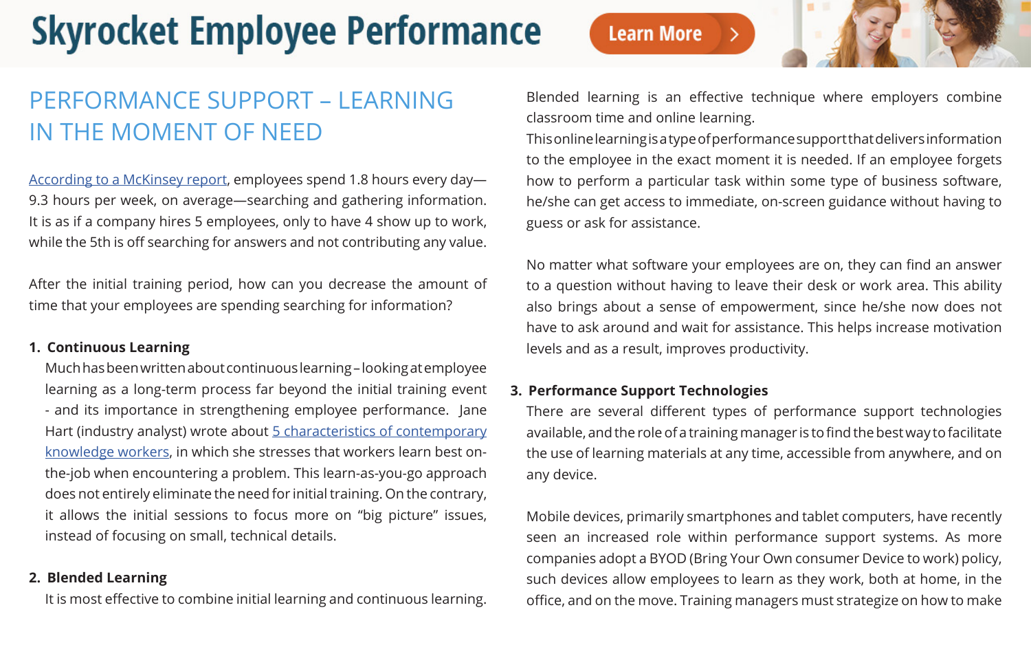# Skyrocket Employee Performance

Learn More

## PERFORMANCE SUPPORT – LEARNING IN THE MOMENT OF NEED

According to a McKinsey report, employees spend 1.8 hours every day—9.3 hours per week, on average—searching and gathering information. It is as if a company hires 5 employees, only to have 4 show up to work, while the 5th is off searching for answers and not contributing any value.

After the initial training period, how can you decrease the amount of time that your employees are spending searching for information?

1. **Continuous Learning**
   Much has been written about continuous learning – looking at employee learning as a long-term process far beyond the initial training event - and its importance in strengthening employee performance. Jane Hart (industry analyst) wrote about 5 characteristics of contemporary knowledge workers, in which she stresses that workers learn best on-the-job when encountering a problem. This learn-as-you-go approach does not entirely eliminate the need for initial training. On the contrary, it allows the initial sessions to focus more on "big picture" issues, instead of focusing on small, technical details.

2. **Blended Learning**
   It is most effective to combine initial learning and continuous learning. Blended learning is an effective technique where employers combine classroom time and online learning.
   This online learning is a type of performance support that delivers information to the employee in the exact moment it is needed. If an employee forgets how to perform a particular task within some type of business software, he/she can get access to immediate, on-screen guidance without having to guess or ask for assistance.

   No matter what software your employees are on, they can find an answer to a question without having to leave their desk or work area. This ability also brings about a sense of empowerment, since he/she now does not have to ask around and wait for assistance. This helps increase motivation levels and as a result, improves productivity.

3. **Performance Support Technologies**
   There are several different types of performance support technologies available, and the role of a training manager is to find the best way to facilitate the use of learning materials at any time, accessible from anywhere, and on any device.

   Mobile devices, primarily smartphones and tablet computers, have recently seen an increased role within performance support systems. As more companies adopt a BYOD (Bring Your Own consumer Device to work) policy, such devices allow employees to learn as they work, both at home, in the office, and on the move. Training managers must strategize on how to make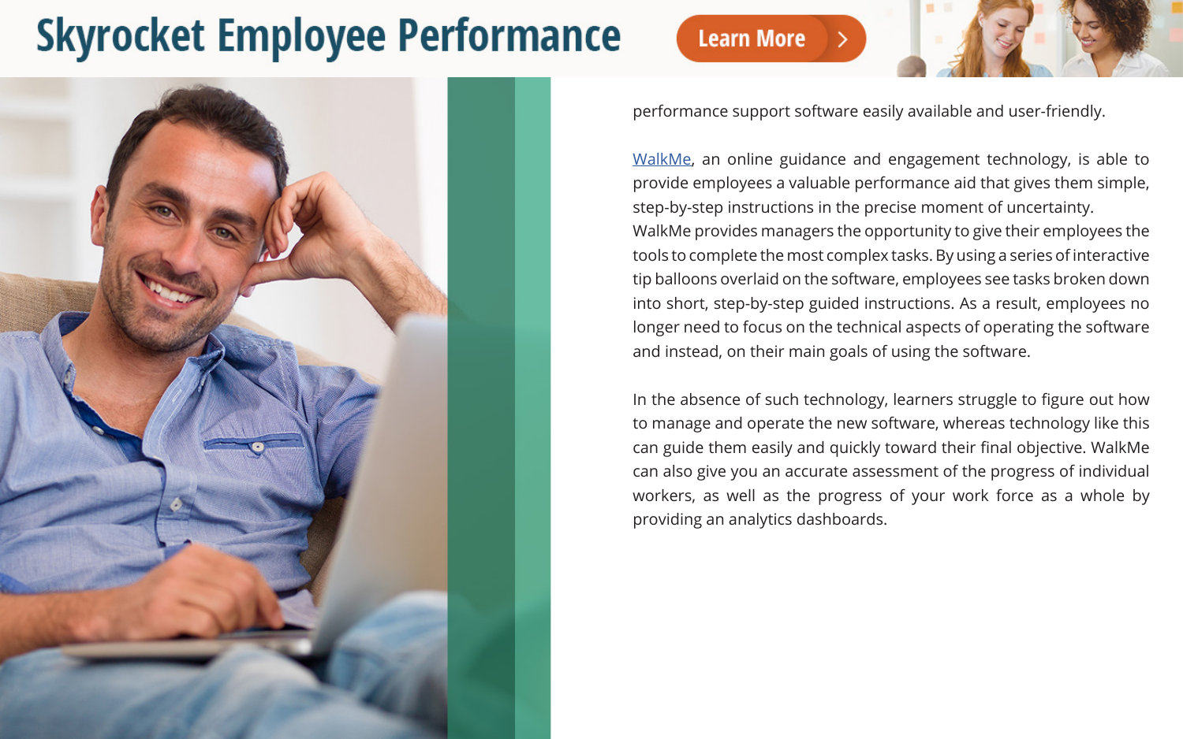performance support software easily available and user-friendly.

WalkMe, an online guidance and engagement technology, is able to provide employees a valuable performance aid that gives them simple, step-by-step instructions in the precise moment of uncertainty. WalkMe provides managers the opportunity to give their employees the tools to complete the most complex tasks. By using a series of interactive tip balloons overlaid on the software, employees see tasks broken down into short, step-by-step guided instructions. As a result, employees no longer need to focus on the technical aspects of operating the software and instead, on their main goals of using the software.

In the absence of such technology, learners struggle to figure out how to manage and operate the new software, whereas technology like this can guide them easily and quickly toward their final objective. WalkMe can also give you an accurate assessment of the progress of individual workers, as well as the progress of your work force as a whole by providing an analytics dashboards.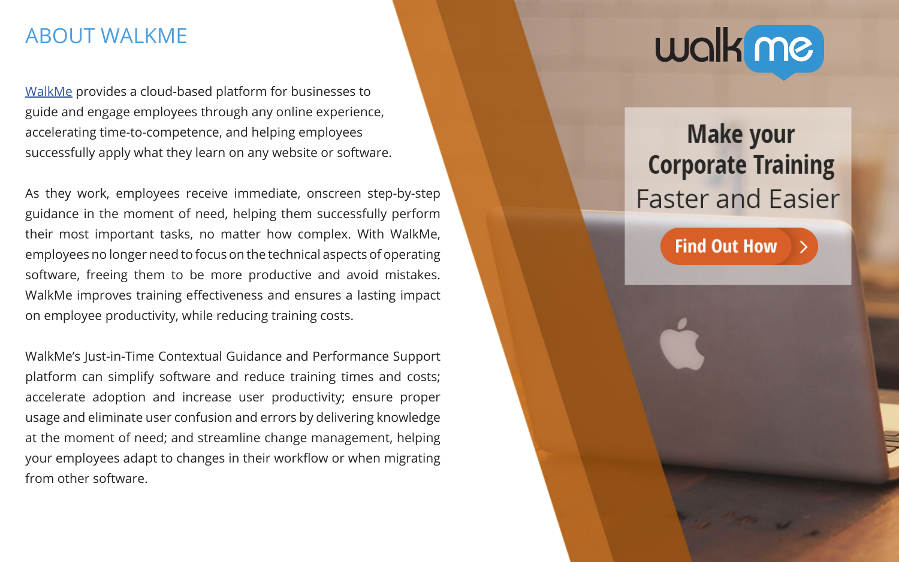## ABOUT WALKME

WalkMe provides a cloud-based platform for businesses to guide and engage employees through any online experience, accelerating time-to-competence, and helping employees successfully apply what they learn on any website or software.

As they work, employees receive immediate, onscreen step-by-step guidance in the moment of need, helping them successfully perform their most important tasks, no matter how complex. With WalkMe, employees no longer need to focus on the technical aspects of operating software, freeing them to be more productive and avoid mistakes. WalkMe improves training effectiveness and ensures a lasting impact on employee productivity, while reducing training costs.

WalkMe's Just-in-Time Contextual Guidance and Performance Support platform can simplify software and reduce training times and costs; accelerate adoption and increase user productivity; ensure proper usage and eliminate user confusion and errors by delivering knowledge at the moment of need; and streamline change management, helping your employees adapt to changes in their workflow or when migrating from other software.

walkme

**Make your Corporate Training** Faster and Easier

Find Out How >